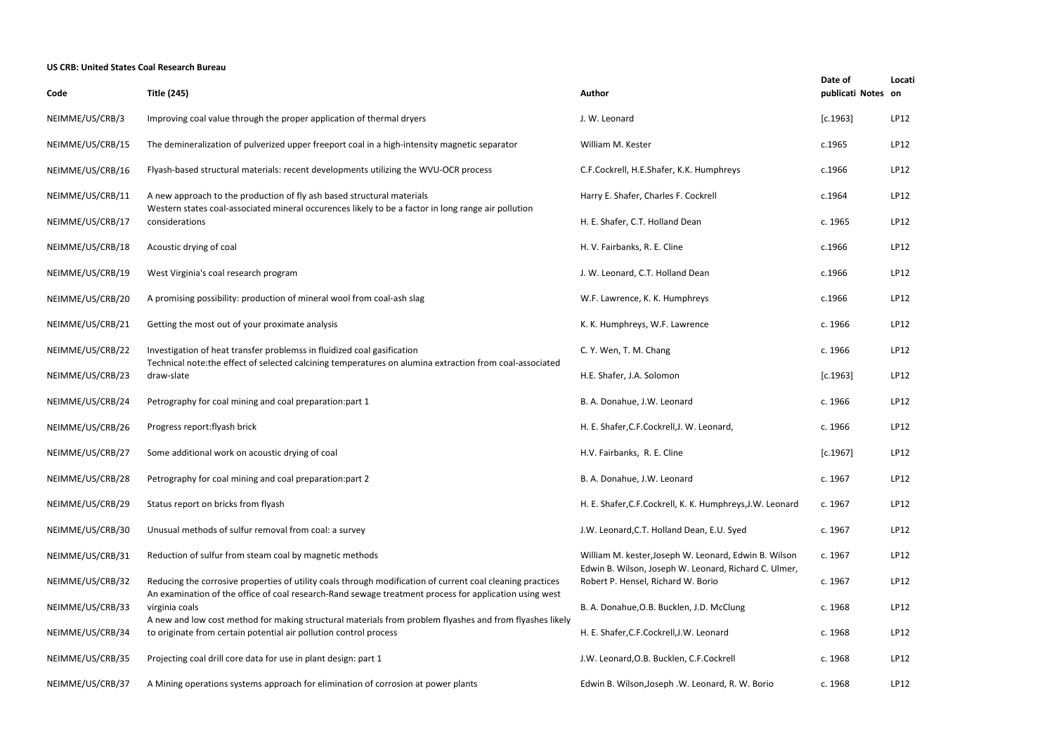**US CRB: United States Coal Research Bureau**

| Code | Title (245) | Author | Date of publicati | Notes | Location |
|---|---|---|---|---|---|
| NEIMME/US/CRB/3 | Improving coal value through the proper application of thermal dryers | J. W. Leonard | [c.1963] | | LP12 |
| NEIMME/US/CRB/15 | The demineralization of pulverized upper freeport coal in a high-intensity magnetic separator | William M. Kester | c.1965 | | LP12 |
| NEIMME/US/CRB/16 | Flyash-based structural materials: recent developments utilizing the WVU-OCR process | C.F.Cockrell, H.E.Shafer, K.K. Humphreys | c.1966 | | LP12 |
| NEIMME/US/CRB/11 | A new approach to the production of fly ash based structural materials | Harry E. Shafer, Charles F. Cockrell | c.1964 | | LP12 |
| NEIMME/US/CRB/17 | Western states coal-associated mineral occurences likely to be a factor in long range air pollution considerations | H. E. Shafer, C.T. Holland Dean | c. 1965 | | LP12 |
| NEIMME/US/CRB/18 | Acoustic drying of coal | H. V. Fairbanks, R. E. Cline | c.1966 | | LP12 |
| NEIMME/US/CRB/19 | West Virginia's coal research program | J. W. Leonard, C.T. Holland Dean | c.1966 | | LP12 |
| NEIMME/US/CRB/20 | A promising possibility: production of mineral wool from coal-ash slag | W.F. Lawrence, K. K. Humphreys | c.1966 | | LP12 |
| NEIMME/US/CRB/21 | Getting the most out of your proximate analysis | K. K. Humphreys, W.F. Lawrence | c. 1966 | | LP12 |
| NEIMME/US/CRB/22 | Investigation of heat transfer problemss in fluidized coal gasification | C. Y. Wen, T. M. Chang | c. 1966 | | LP12 |
| NEIMME/US/CRB/23 | Technical note:the effect of selected calcining temperatures on alumina extraction from coal-associated draw-slate | H.E. Shafer, J.A. Solomon | [c.1963] | | LP12 |
| NEIMME/US/CRB/24 | Petrography for coal mining and coal preparation:part 1 | B. A. Donahue, J.W. Leonard | c. 1966 | | LP12 |
| NEIMME/US/CRB/26 | Progress report:flyash brick | H. E. Shafer,C.F.Cockrell,J. W. Leonard, | c. 1966 | | LP12 |
| NEIMME/US/CRB/27 | Some additional work on acoustic drying of coal | H.V. Fairbanks, R. E. Cline | [c.1967] | | LP12 |
| NEIMME/US/CRB/28 | Petrography for coal mining and coal preparation:part 2 | B. A. Donahue, J.W. Leonard | c. 1967 | | LP12 |
| NEIMME/US/CRB/29 | Status report on bricks from flyash | H. E. Shafer,C.F.Cockrell, K. K. Humphreys,J.W. Leonard | c. 1967 | | LP12 |
| NEIMME/US/CRB/30 | Unusual methods of sulfur removal from coal: a survey | J.W. Leonard,C.T. Holland Dean, E.U. Syed | c. 1967 | | LP12 |
| NEIMME/US/CRB/31 | Reduction of sulfur from steam coal by magnetic methods | William M. kester,Joseph W. Leonard, Edwin B. Wilson | c. 1967 | | LP12 |
| NEIMME/US/CRB/32 | Reducing the corrosive properties of utility coals through modification of current coal cleaning practices | Edwin B. Wilson, Joseph W. Leonard, Richard C. Ulmer, Robert P. Hensel, Richard W. Borio | c. 1967 | | LP12 |
| NEIMME/US/CRB/33 | An examination of the office of coal research-Rand sewage treatment process for application using west virginia coals | B. A. Donahue,O.B. Bucklen, J.D. McClung | c. 1968 | | LP12 |
| NEIMME/US/CRB/34 | A new and low cost method for making structural materials from problem flyashes and from flyashes likely to originate from certain potential air pollution control process | H. E. Shafer,C.F.Cockrell,J.W. Leonard | c. 1968 | | LP12 |
| NEIMME/US/CRB/35 | Projecting coal drill core data for use in plant design: part 1 | J.W. Leonard,O.B. Bucklen, C.F.Cockrell | c. 1968 | | LP12 |
| NEIMME/US/CRB/37 | A Mining operations systems approach for elimination of corrosion at power plants | Edwin B. Wilson,Joseph .W. Leonard, R. W. Borio | c. 1968 | | LP12 |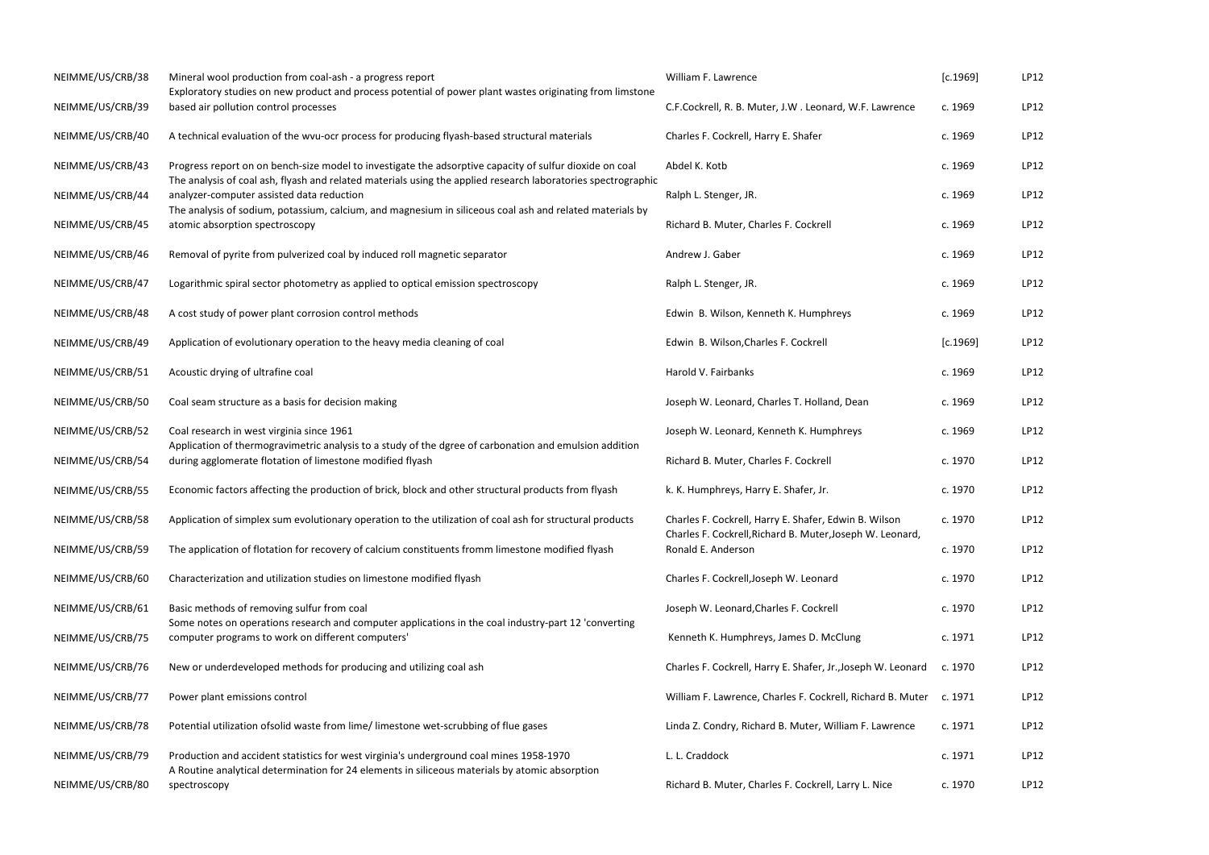| | | | | |
|---|---|---|---|---|
| NEIMME/US/CRB/38 | Mineral wool production from coal-ash - a progress report | William F. Lawrence | [c.1969] | LP12 |
| NEIMME/US/CRB/39 | Exploratory studies on new product and process potential of power plant wastes originating from limstone based air pollution control processes | C.F.Cockrell, R. B. Muter, J.W . Leonard, W.F. Lawrence | c. 1969 | LP12 |
| NEIMME/US/CRB/40 | A technical evaluation of the wvu-ocr process for producing flyash-based structural materials | Charles F. Cockrell, Harry E. Shafer | c. 1969 | LP12 |
| NEIMME/US/CRB/43 | Progress report on on bench-size model to investigate the adsorptive capacity of sulfur dioxide on coal | Abdel K. Kotb | c. 1969 | LP12 |
| NEIMME/US/CRB/44 | The analysis of coal ash, flyash and related materials using the applied research laboratories spectrographic analyzer-computer assisted data reduction | Ralph L. Stenger, JR. | c. 1969 | LP12 |
| NEIMME/US/CRB/45 | The analysis of sodium, potassium, calcium, and magnesium in siliceous coal ash and related materials by atomic absorption spectroscopy | Richard B. Muter, Charles F. Cockrell | c. 1969 | LP12 |
| NEIMME/US/CRB/46 | Removal of pyrite from pulverized coal by induced roll magnetic separator | Andrew J. Gaber | c. 1969 | LP12 |
| NEIMME/US/CRB/47 | Logarithmic spiral sector photometry as applied to optical emission spectroscopy | Ralph L. Stenger, JR. | c. 1969 | LP12 |
| NEIMME/US/CRB/48 | A cost study of power plant corrosion control methods | Edwin B. Wilson, Kenneth K. Humphreys | c. 1969 | LP12 |
| NEIMME/US/CRB/49 | Application of evolutionary operation to the heavy media cleaning of coal | Edwin B. Wilson,Charles F. Cockrell | [c.1969] | LP12 |
| NEIMME/US/CRB/51 | Acoustic drying of ultrafine coal | Harold V. Fairbanks | c. 1969 | LP12 |
| NEIMME/US/CRB/50 | Coal seam structure as a basis for decision making | Joseph W. Leonard, Charles T. Holland, Dean | c. 1969 | LP12 |
| NEIMME/US/CRB/52 | Coal research in west virginia since 1961 | Joseph W. Leonard, Kenneth K. Humphreys | c. 1969 | LP12 |
| NEIMME/US/CRB/54 | Application of thermogravimetric analysis to a study of the dgree of carbonation and emulsion addition during agglomerate flotation of limestone modified flyash | Richard B. Muter, Charles F. Cockrell | c. 1970 | LP12 |
| NEIMME/US/CRB/55 | Economic factors affecting the production of brick, block and other structural products from flyash | k. K. Humphreys, Harry E. Shafer, Jr. | c. 1970 | LP12 |
| NEIMME/US/CRB/58 | Application of simplex sum evolutionary operation to the utilization of coal ash for structural products | Charles F. Cockrell, Harry E. Shafer, Edwin B. Wilson | c. 1970 | LP12 |
| NEIMME/US/CRB/59 | The application of flotation for recovery of calcium constituents fromm limestone modified flyash | Charles F. Cockrell,Richard B. Muter,Joseph W. Leonard, Ronald E. Anderson | c. 1970 | LP12 |
| NEIMME/US/CRB/60 | Characterization and utilization studies on limestone modified flyash | Charles F. Cockrell,Joseph W. Leonard | c. 1970 | LP12 |
| NEIMME/US/CRB/61 | Basic methods of removing sulfur from coal | Joseph W. Leonard,Charles F. Cockrell | c. 1970 | LP12 |
| NEIMME/US/CRB/75 | Some notes on operations research and computer applications in the coal industry-part 12 'converting computer programs to work on different computers' | Kenneth K. Humphreys, James D. McClung | c. 1971 | LP12 |
| NEIMME/US/CRB/76 | New or underdeveloped methods for producing and utilizing coal ash | Charles F. Cockrell, Harry E. Shafer, Jr.,Joseph W. Leonard | c. 1970 | LP12 |
| NEIMME/US/CRB/77 | Power plant emissions control | William F. Lawrence, Charles F. Cockrell, Richard B. Muter | c. 1971 | LP12 |
| NEIMME/US/CRB/78 | Potential utilization ofsolid waste from lime/ limestone wet-scrubbing of flue gases | Linda Z. Condry, Richard B. Muter, William F. Lawrence | c. 1971 | LP12 |
| NEIMME/US/CRB/79 | Production and accident statistics for west virginia's underground coal mines 1958-1970 | L. L. Craddock | c. 1971 | LP12 |
| NEIMME/US/CRB/80 | A Routine analytical determination for 24 elements in siliceous materials by atomic absorption spectroscopy | Richard B. Muter, Charles F. Cockrell, Larry L. Nice | c. 1970 | LP12 |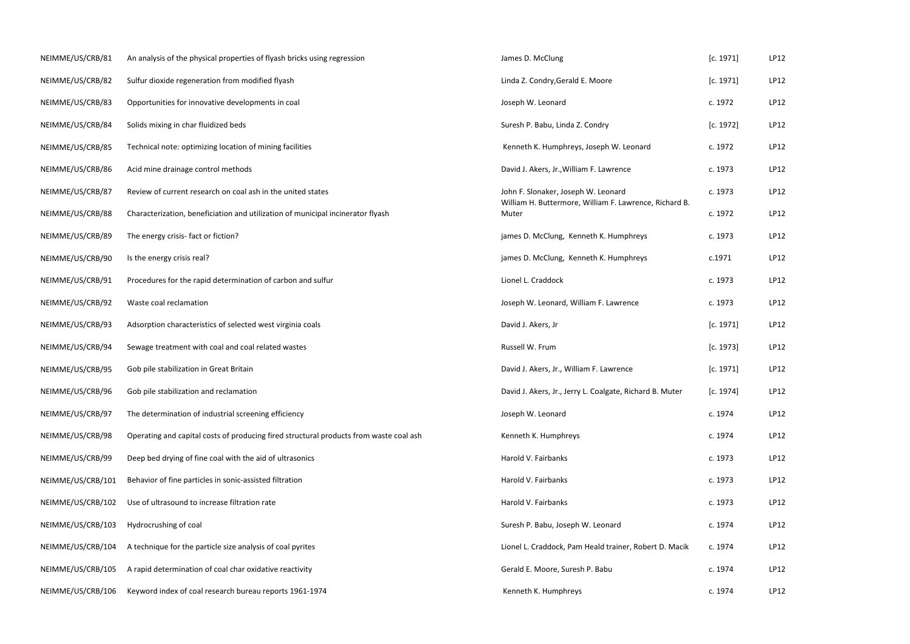| | | | | |
|---|---|---|---|---|
| NEIMME/US/CRB/81 | An analysis of the physical properties of flyash bricks using regression | James D. McClung | [c. 1971] | LP12 |
| NEIMME/US/CRB/82 | Sulfur dioxide regeneration from modified flyash | Linda Z. Condry,Gerald E. Moore | [c. 1971] | LP12 |
| NEIMME/US/CRB/83 | Opportunities for innovative developments in coal | Joseph W. Leonard | c. 1972 | LP12 |
| NEIMME/US/CRB/84 | Solids mixing in char fluidized beds | Suresh P. Babu, Linda Z. Condry | [c. 1972] | LP12 |
| NEIMME/US/CRB/85 | Technical note: optimizing location of mining facilities | Kenneth K. Humphreys, Joseph W. Leonard | c. 1972 | LP12 |
| NEIMME/US/CRB/86 | Acid mine drainage control methods | David J. Akers, Jr.,William F. Lawrence | c. 1973 | LP12 |
| NEIMME/US/CRB/87 | Review of current research on coal ash in the united states | John F. Slonaker, Joseph W. Leonard | c. 1973 | LP12 |
| NEIMME/US/CRB/88 | Characterization, beneficiation and utilization of municipal incinerator flyash | William H. Buttermore, William F. Lawrence, Richard B. Muter | c. 1972 | LP12 |
| NEIMME/US/CRB/89 | The energy crisis- fact or fiction? | james D. McClung, Kenneth K. Humphreys | c. 1973 | LP12 |
| NEIMME/US/CRB/90 | Is the energy crisis real? | james D. McClung, Kenneth K. Humphreys | c.1971 | LP12 |
| NEIMME/US/CRB/91 | Procedures for the rapid determination of carbon and sulfur | Lionel L. Craddock | c. 1973 | LP12 |
| NEIMME/US/CRB/92 | Waste coal reclamation | Joseph W. Leonard, William F. Lawrence | c. 1973 | LP12 |
| NEIMME/US/CRB/93 | Adsorption characteristics of selected west virginia coals | David J. Akers, Jr | [c. 1971] | LP12 |
| NEIMME/US/CRB/94 | Sewage treatment with coal and coal related wastes | Russell W. Frum | [c. 1973] | LP12 |
| NEIMME/US/CRB/95 | Gob pile stabilization in Great Britain | David J. Akers, Jr., William F. Lawrence | [c. 1971] | LP12 |
| NEIMME/US/CRB/96 | Gob pile stabilization and reclamation | David J. Akers, Jr., Jerry L. Coalgate, Richard B. Muter | [c. 1974] | LP12 |
| NEIMME/US/CRB/97 | The determination of industrial screening efficiency | Joseph W. Leonard | c. 1974 | LP12 |
| NEIMME/US/CRB/98 | Operating and capital costs of producing fired structural products from waste coal ash | Kenneth K. Humphreys | c. 1974 | LP12 |
| NEIMME/US/CRB/99 | Deep bed drying of fine coal with the aid of ultrasonics | Harold V. Fairbanks | c. 1973 | LP12 |
| NEIMME/US/CRB/101 | Behavior of fine particles in sonic-assisted filtration | Harold V. Fairbanks | c. 1973 | LP12 |
| NEIMME/US/CRB/102 | Use of ultrasound to increase filtration rate | Harold V. Fairbanks | c. 1973 | LP12 |
| NEIMME/US/CRB/103 | Hydrocrushing of coal | Suresh P. Babu, Joseph W. Leonard | c. 1974 | LP12 |
| NEIMME/US/CRB/104 | A technique for the particle size analysis of coal pyrites | Lionel L. Craddock, Pam Heald trainer, Robert D. Macik | c. 1974 | LP12 |
| NEIMME/US/CRB/105 | A rapid determination of coal char oxidative reactivity | Gerald E. Moore, Suresh P. Babu | c. 1974 | LP12 |
| NEIMME/US/CRB/106 | Keyword index of coal research bureau reports 1961-1974 | Kenneth K. Humphreys | c. 1974 | LP12 |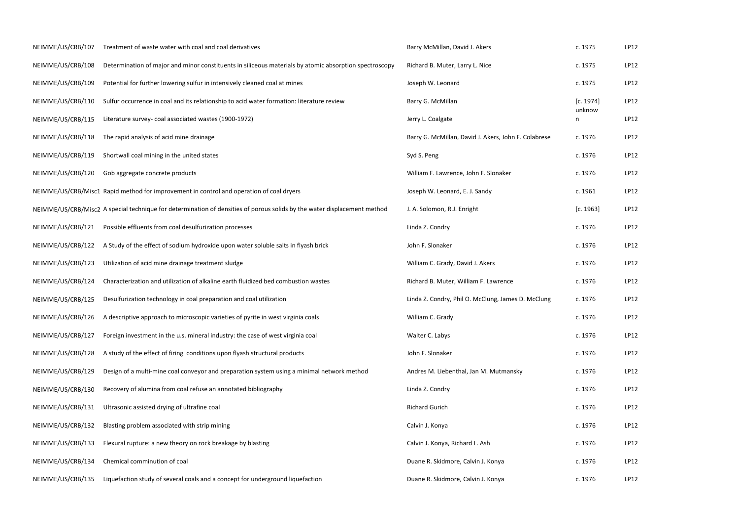| | | | | |
|---|---|---|---|---|
| NEIMME/US/CRB/107 | Treatment of waste water with coal and coal derivatives | Barry McMillan, David J. Akers | c. 1975 | LP12 |
| NEIMME/US/CRB/108 | Determination of major and minor constituents in siliceous materials by atomic absorption spectroscopy | Richard B. Muter, Larry L. Nice | c. 1975 | LP12 |
| NEIMME/US/CRB/109 | Potential for further lowering sulfur in intensively cleaned coal at mines | Joseph W. Leonard | c. 1975 | LP12 |
| NEIMME/US/CRB/110 | Sulfur occurrence in coal and its relationship to acid water formation: literature review | Barry G. McMillan | [c. 1974] | LP12 |
| NEIMME/US/CRB/115 | Literature survey- coal associated wastes (1900-1972) | Jerry L. Coalgate | unknown | LP12 |
| NEIMME/US/CRB/118 | The rapid analysis of acid mine drainage | Barry G. McMillan, David J. Akers, John F. Colabrese | c. 1976 | LP12 |
| NEIMME/US/CRB/119 | Shortwall coal mining in the united states | Syd S. Peng | c. 1976 | LP12 |
| NEIMME/US/CRB/120 | Gob aggregate concrete products | William F. Lawrence, John F. Slonaker | c. 1976 | LP12 |
| NEIMME/US/CRB/Misc1 | Rapid method for improvement in control and operation of coal dryers | Joseph W. Leonard, E. J. Sandy | c. 1961 | LP12 |
| NEIMME/US/CRB/Misc2 | A special technique for determination of densities of porous solids by the water displacement method | J. A. Solomon, R.J. Enright | [c. 1963] | LP12 |
| NEIMME/US/CRB/121 | Possible effluents from coal desulfurization processes | Linda Z. Condry | c. 1976 | LP12 |
| NEIMME/US/CRB/122 | A Study of the effect of sodium hydroxide upon water soluble salts in flyash brick | John F. Slonaker | c. 1976 | LP12 |
| NEIMME/US/CRB/123 | Utilization of acid mine drainage treatment sludge | William C. Grady, David J. Akers | c. 1976 | LP12 |
| NEIMME/US/CRB/124 | Characterization and utilization of alkaline earth fluidized bed combustion wastes | Richard B. Muter, William F. Lawrence | c. 1976 | LP12 |
| NEIMME/US/CRB/125 | Desulfurization technology in coal preparation and coal utilization | Linda Z. Condry, Phil O. McClung, James D. McClung | c. 1976 | LP12 |
| NEIMME/US/CRB/126 | A descriptive approach to microscopic varieties of pyrite in west virginia coals | William C. Grady | c. 1976 | LP12 |
| NEIMME/US/CRB/127 | Foreign investment in the u.s. mineral industry: the case of west virginia coal | Walter C. Labys | c. 1976 | LP12 |
| NEIMME/US/CRB/128 | A study of the effect of firing conditions upon flyash structural products | John F. Slonaker | c. 1976 | LP12 |
| NEIMME/US/CRB/129 | Design of a multi-mine coal conveyor and preparation system using a minimal network method | Andres M. Liebenthal, Jan M. Mutmansky | c. 1976 | LP12 |
| NEIMME/US/CRB/130 | Recovery of alumina from coal refuse an annotated bibliography | Linda Z. Condry | c. 1976 | LP12 |
| NEIMME/US/CRB/131 | Ultrasonic assisted drying of ultrafine coal | Richard Gurich | c. 1976 | LP12 |
| NEIMME/US/CRB/132 | Blasting problem associated with strip mining | Calvin J. Konya | c. 1976 | LP12 |
| NEIMME/US/CRB/133 | Flexural rupture: a new theory on rock breakage by blasting | Calvin J. Konya, Richard L. Ash | c. 1976 | LP12 |
| NEIMME/US/CRB/134 | Chemical comminution of coal | Duane R. Skidmore, Calvin J. Konya | c. 1976 | LP12 |
| NEIMME/US/CRB/135 | Liquefaction study of several coals and a concept for underground liquefaction | Duane R. Skidmore, Calvin J. Konya | c. 1976 | LP12 |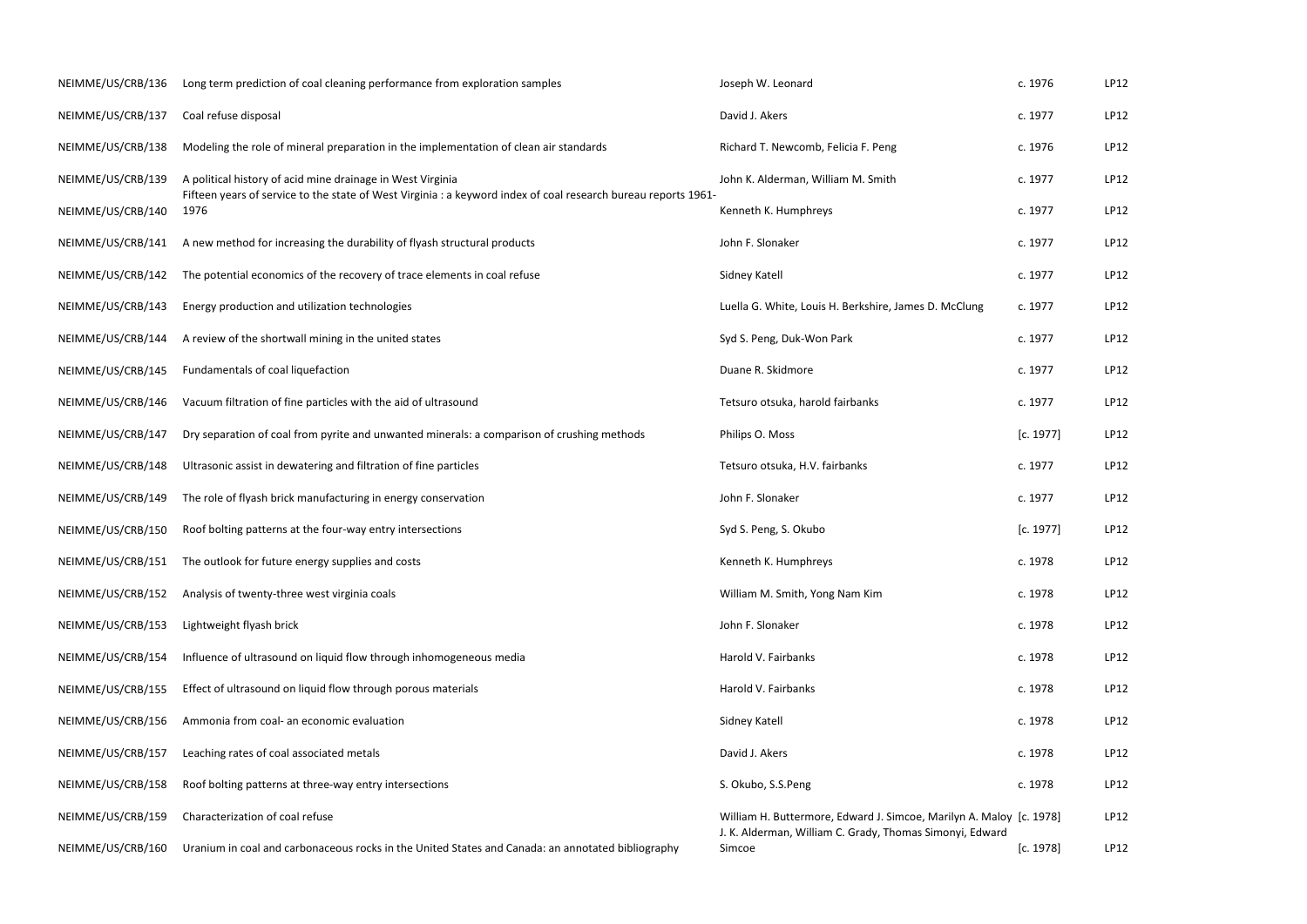| | | | | |
|---|---|---|---|---|
| NEIMME/US/CRB/136 | Long term prediction of coal cleaning performance from exploration samples | Joseph W. Leonard | c. 1976 | LP12 |
| NEIMME/US/CRB/137 | Coal refuse disposal | David J. Akers | c. 1977 | LP12 |
| NEIMME/US/CRB/138 | Modeling the role of mineral preparation in the implementation of clean air standards | Richard T. Newcomb, Felicia F. Peng | c. 1976 | LP12 |
| NEIMME/US/CRB/139 | A political history of acid mine drainage in West Virginia | John K. Alderman, William M. Smith | c. 1977 | LP12 |
| NEIMME/US/CRB/140 | Fifteen years of service to the state of West Virginia : a keyword index of coal research bureau reports 1961-1976 | Kenneth K. Humphreys | c. 1977 | LP12 |
| NEIMME/US/CRB/141 | A new method for increasing the durability of flyash structural products | John F. Slonaker | c. 1977 | LP12 |
| NEIMME/US/CRB/142 | The potential economics of the recovery of trace elements in coal refuse | Sidney Katell | c. 1977 | LP12 |
| NEIMME/US/CRB/143 | Energy production and utilization technologies | Luella G. White, Louis H. Berkshire, James D. McClung | c. 1977 | LP12 |
| NEIMME/US/CRB/144 | A review of the shortwall mining in the united states | Syd S. Peng, Duk-Won Park | c. 1977 | LP12 |
| NEIMME/US/CRB/145 | Fundamentals of coal liquefaction | Duane R. Skidmore | c. 1977 | LP12 |
| NEIMME/US/CRB/146 | Vacuum filtration of fine particles with the aid of ultrasound | Tetsuro otsuka, harold fairbanks | c. 1977 | LP12 |
| NEIMME/US/CRB/147 | Dry separation of coal from pyrite and unwanted minerals: a comparison of crushing methods | Philips O. Moss | [c. 1977] | LP12 |
| NEIMME/US/CRB/148 | Ultrasonic assist in dewatering and filtration of fine particles | Tetsuro otsuka, H.V. fairbanks | c. 1977 | LP12 |
| NEIMME/US/CRB/149 | The role of flyash brick manufacturing in energy conservation | John F. Slonaker | c. 1977 | LP12 |
| NEIMME/US/CRB/150 | Roof bolting patterns at the four-way entry intersections | Syd S. Peng, S. Okubo | [c. 1977] | LP12 |
| NEIMME/US/CRB/151 | The outlook for future energy supplies and costs | Kenneth K. Humphreys | c. 1978 | LP12 |
| NEIMME/US/CRB/152 | Analysis of twenty-three west virginia coals | William M. Smith, Yong Nam Kim | c. 1978 | LP12 |
| NEIMME/US/CRB/153 | Lightweight flyash brick | John F. Slonaker | c. 1978 | LP12 |
| NEIMME/US/CRB/154 | Influence of ultrasound on liquid flow through inhomogeneous media | Harold V. Fairbanks | c. 1978 | LP12 |
| NEIMME/US/CRB/155 | Effect of ultrasound on liquid flow through porous materials | Harold V. Fairbanks | c. 1978 | LP12 |
| NEIMME/US/CRB/156 | Ammonia from coal- an economic evaluation | Sidney Katell | c. 1978 | LP12 |
| NEIMME/US/CRB/157 | Leaching rates of coal associated metals | David J. Akers | c. 1978 | LP12 |
| NEIMME/US/CRB/158 | Roof bolting patterns at three-way entry intersections | S. Okubo, S.S.Peng | c. 1978 | LP12 |
| NEIMME/US/CRB/159 | Characterization of coal refuse | William H. Buttermore, Edward J. Simcoe, Marilyn A. Maloy | [c. 1978] | LP12 |
| NEIMME/US/CRB/160 | Uranium in coal and carbonaceous rocks in the United States and Canada: an annotated bibliography | J. K. Alderman, William C. Grady, Thomas Simonyi, Edward Simcoe | [c. 1978] | LP12 |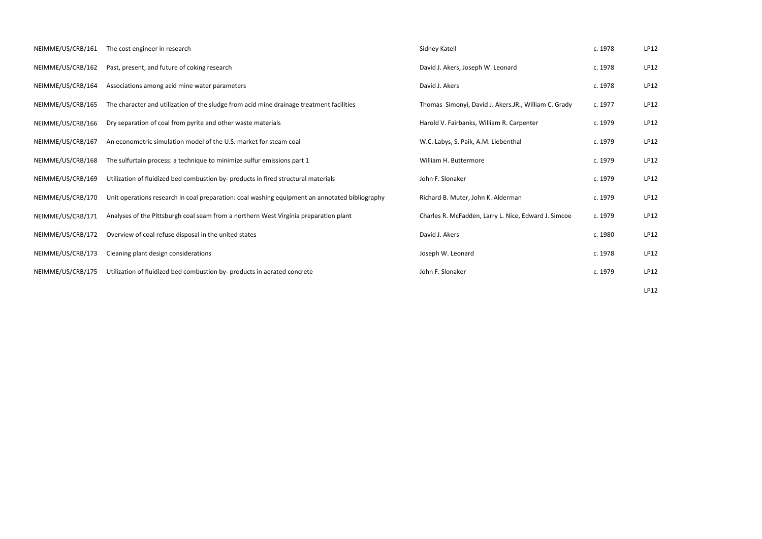| | | | | |
|---|---|---|---|---|
| NEIMME/US/CRB/161 | The cost engineer in research | Sidney Katell | c. 1978 | LP12 |
| NEIMME/US/CRB/162 | Past, present, and future of coking research | David J. Akers, Joseph W. Leonard | c. 1978 | LP12 |
| NEIMME/US/CRB/164 | Associations among acid mine water parameters | David J. Akers | c. 1978 | LP12 |
| NEIMME/US/CRB/165 | The character and utilization of the sludge from acid mine drainage treatment facilities | Thomas Simonyi, David J. Akers.JR., William C. Grady | c. 1977 | LP12 |
| NEIMME/US/CRB/166 | Dry separation of coal from pyrite and other waste materials | Harold V. Fairbanks, William R. Carpenter | c. 1979 | LP12 |
| NEIMME/US/CRB/167 | An econometric simulation model of the U.S. market for steam coal | W.C. Labys, S. Paik, A.M. Liebenthal | c. 1979 | LP12 |
| NEIMME/US/CRB/168 | The sulfurtain process: a technique to minimize sulfur emissions part 1 | William H. Buttermore | c. 1979 | LP12 |
| NEIMME/US/CRB/169 | Utilization of fluidized bed combustion by- products in fired structural materials | John F. Slonaker | c. 1979 | LP12 |
| NEIMME/US/CRB/170 | Unit operations research in coal preparation: coal washing equipment an annotated bibliography | Richard B. Muter, John K. Alderman | c. 1979 | LP12 |
| NEIMME/US/CRB/171 | Analyses of the Pittsburgh coal seam from a northern West Virginia preparation plant | Charles R. McFadden, Larry L. Nice, Edward J. Simcoe | c. 1979 | LP12 |
| NEIMME/US/CRB/172 | Overview of coal refuse disposal in the united states | David J. Akers | c. 1980 | LP12 |
| NEIMME/US/CRB/173 | Cleaning plant design considerations | Joseph W. Leonard | c. 1978 | LP12 |
| NEIMME/US/CRB/175 | Utilization of fluidized bed combustion by- products in aerated concrete | John F. Slonaker | c. 1979 | LP12 |
| | | | | LP12 |